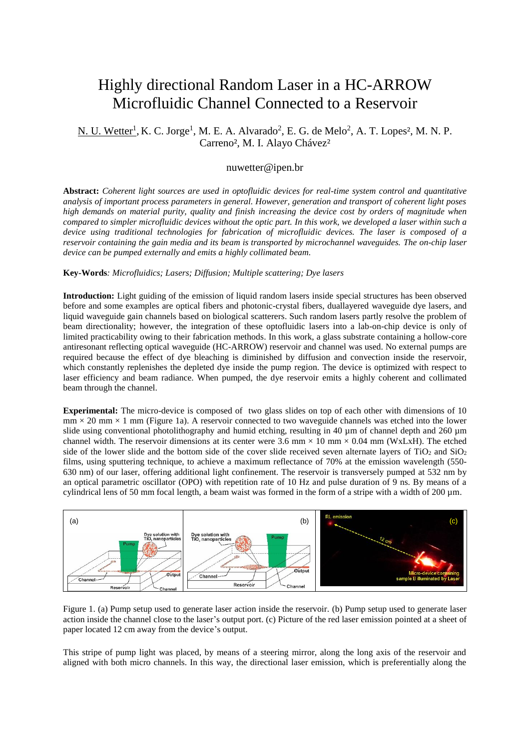# Highly directional Random Laser in a HC-ARROW Microfluidic Channel Connected to a Reservoir

N. U. Wetter[1], K. C. Jorge[1], M. E. A. Alvarado[2], E. G. de Melo[2], A. T. Lopes[2], M. N. P. Carreno[2], M. I. Alayo Chávez[2]

nuwetter@ipen.br

**Abstract:** *Coherent light sources are used in optofluidic devices for real-time system control and quantitative analysis of important process parameters in general. However, generation and transport of coherent light poses high demands on material purity, quality and finish increasing the device cost by orders of magnitude when compared to simpler microfluidic devices without the optic part. In this work, we developed a laser within such a device using traditional technologies for fabrication of microfluidic devices. The laser is composed of a reservoir containing the gain media and its beam is transported by microchannel waveguides. The on-chip laser device can be pumped externally and emits a highly collimated beam.*

**Key-Words**: *Microfluidics; Lasers; Diffusion; Multiple scattering; Dye lasers*

**Introduction:** Light guiding of the emission of liquid random lasers inside special structures has been observed before and some examples are optical fibers and photonic-crystal fibers, duallayered waveguide dye lasers, and liquid waveguide gain channels based on biological scatterers. Such random lasers partly resolve the problem of beam directionality; however, the integration of these optofluidic lasers into a lab-on-chip device is only of limited practicability owing to their fabrication methods. In this work, a glass substrate containing a hollow-core antiresonant reflecting optical waveguide (HC-ARROW) reservoir and channel was used. No external pumps are required because the effect of dye bleaching is diminished by diffusion and convection inside the reservoir, which constantly replenishes the depleted dye inside the pump region. The device is optimized with respect to laser efficiency and beam radiance. When pumped, the dye reservoir emits a highly coherent and collimated beam through the channel.

**Experimental:** The micro-device is composed of two glass slides on top of each other with dimensions of 10 mm × 20 mm × 1 mm (Figure 1a). A reservoir connected to two waveguide channels was etched into the lower slide using conventional photolithography and humid etching, resulting in 40 µm of channel depth and 260 µm channel width. The reservoir dimensions at its center were 3.6 mm × 10 mm × 0.04 mm (WxLxH). The etched side of the lower slide and the bottom side of the cover slide received seven alternate layers of $TiO_2$ and $SiO_2$ films, using sputtering technique, to achieve a maximum reflectance of 70% at the emission wavelength (550-630 nm) of our laser, offering additional light confinement. The reservoir is transversely pumped at 532 nm by an optical parametric oscillator (OPO) with repetition rate of 10 Hz and pulse duration of 9 ns. By means of a cylindrical lens of 50 mm focal length, a beam waist was formed in the form of a stripe with a width of 200 µm.

Figure 1. (a) Pump setup used to generate laser action inside the reservoir. (b) Pump setup used to generate laser action inside the channel close to the laser's output port. (c) Picture of the red laser emission pointed at a sheet of paper located 12 cm away from the device's output.

This stripe of pump light was placed, by means of a steering mirror, along the long axis of the reservoir and aligned with both micro channels. In this way, the directional laser emission, which is preferentially along the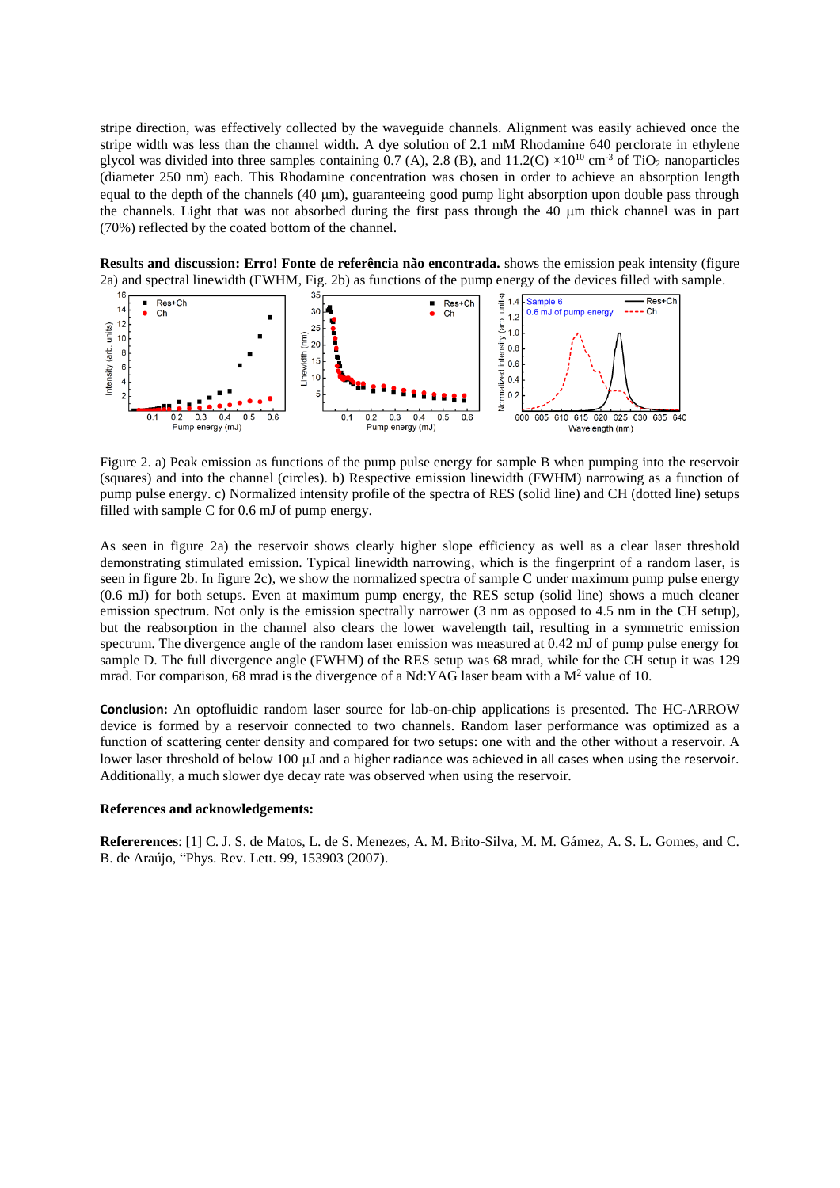stripe direction, was effectively collected by the waveguide channels. Alignment was easily achieved once the stripe width was less than the channel width. A dye solution of 2.1 mM Rhodamine 640 perclorate in ethylene glycol was divided into three samples containing 0.7 (A), 2.8 (B), and 11.2(C) $\times 10^{10}$ cm$^{-3}$ of $TiO_2$ nanoparticles (diameter 250 nm) each. This Rhodamine concentration was chosen in order to achieve an absorption length equal to the depth of the channels (40 μm), guaranteeing good pump light absorption upon double pass through the channels. Light that was not absorbed during the first pass through the 40 μm thick channel was in part (70%) reflected by the coated bottom of the channel.

**Results and discussion: Erro! Fonte de referência não encontrada.** shows the emission peak intensity (figure 2a) and spectral linewidth (FWHM, Fig. 2b) as functions of the pump energy of the devices filled with sample.

Intensity (arb. units)
16
14
12
10
8
6
4
2
0.1 0.2 0.3 0.4 0.5 0.6
Pump energy (mJ)
Res+Ch
Ch

Linewidth (nm)
35
30
25
20
15
10
5
0.1 0.2 0.3 0.4 0.5 0.6
Pump energy (mJ)
Res+Ch
Ch

Normalized intensity (arb. units)
1.4
1.2
1.0
0.8
0.6
0.4
0.2
600 605 610 615 620 625 630 635 640
Wavelength (nm)
Sample 6
0.6 mJ of pump energy
Res+Ch
Ch

Figure 2. a) Peak emission as functions of the pump pulse energy for sample B when pumping into the reservoir (squares) and into the channel (circles). b) Respective emission linewidth (FWHM) narrowing as a function of pump pulse energy. c) Normalized intensity profile of the spectra of RES (solid line) and CH (dotted line) setups filled with sample C for 0.6 mJ of pump energy.

As seen in figure 2a) the reservoir shows clearly higher slope efficiency as well as a clear laser threshold demonstrating stimulated emission. Typical linewidth narrowing, which is the fingerprint of a random laser, is seen in figure 2b. In figure 2c), we show the normalized spectra of sample C under maximum pump pulse energy (0.6 mJ) for both setups. Even at maximum pump energy, the RES setup (solid line) shows a much cleaner emission spectrum. Not only is the emission spectrally narrower (3 nm as opposed to 4.5 nm in the CH setup), but the reabsorption in the channel also clears the lower wavelength tail, resulting in a symmetric emission spectrum. The divergence angle of the random laser emission was measured at 0.42 mJ of pump pulse energy for sample D. The full divergence angle (FWHM) of the RES setup was 68 mrad, while for the CH setup it was 129 mrad. For comparison, 68 mrad is the divergence of a Nd:YAG laser beam with a $M^2$ value of 10.

**Conclusion:** An optofluidic random laser source for lab-on-chip applications is presented. The HC-ARROW device is formed by a reservoir connected to two channels. Random laser performance was optimized as a function of scattering center density and compared for two setups: one with and the other without a reservoir. A lower laser threshold of below 100 μJ and a higher radiance was achieved in all cases when using the reservoir. Additionally, a much slower dye decay rate was observed when using the reservoir.

**References and acknowledgements:**

**Refererences**: [1] C. J. S. de Matos, L. de S. Menezes, A. M. Brito-Silva, M. M. Gámez, A. S. L. Gomes, and C. B. de Araújo, "Phys. Rev. Lett. 99, 153903 (2007).